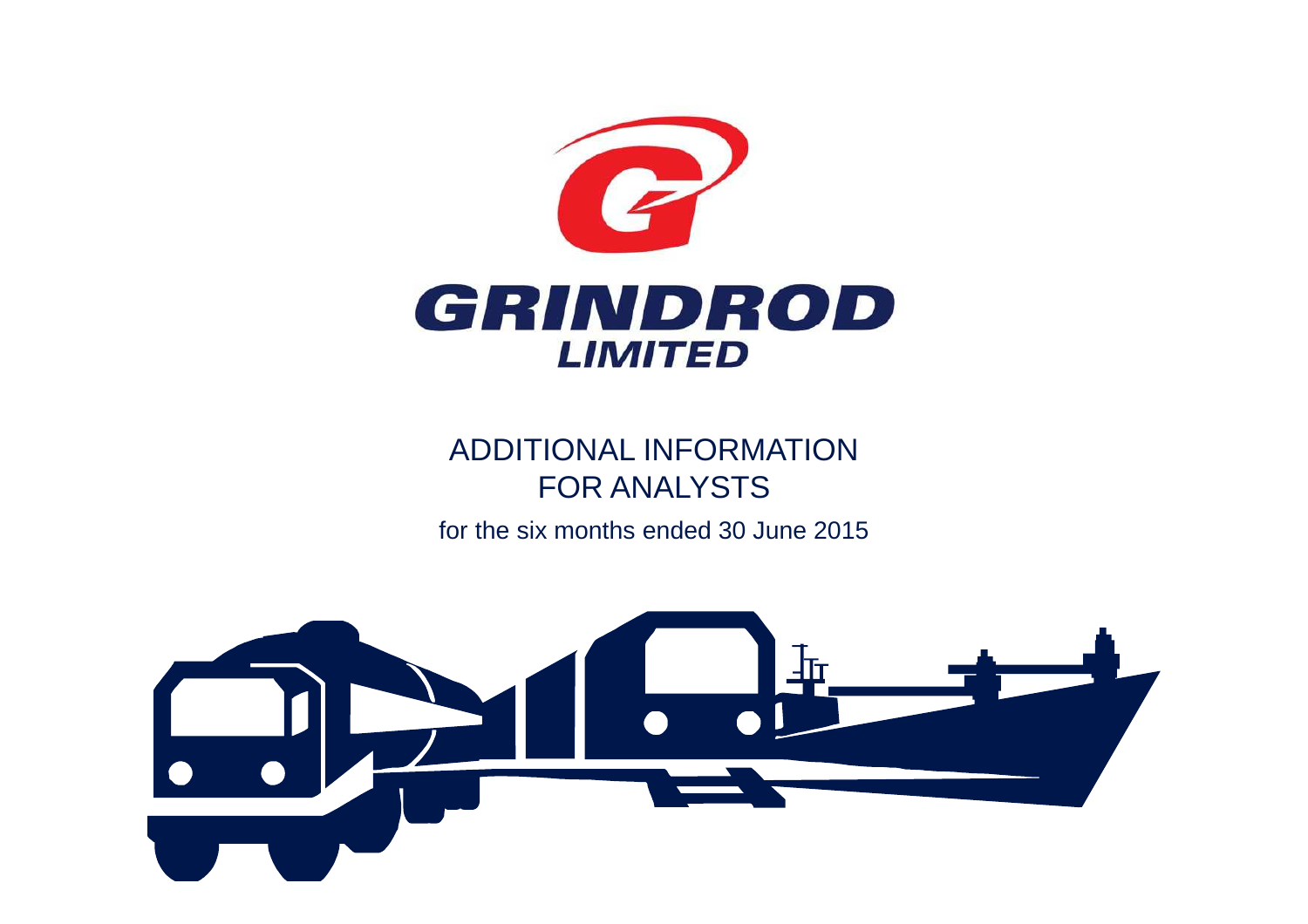# GRINDROD LIMITED

## ADDITIONAL INFORMATION FOR ANALYSTS

for the six months ended 30 June 2015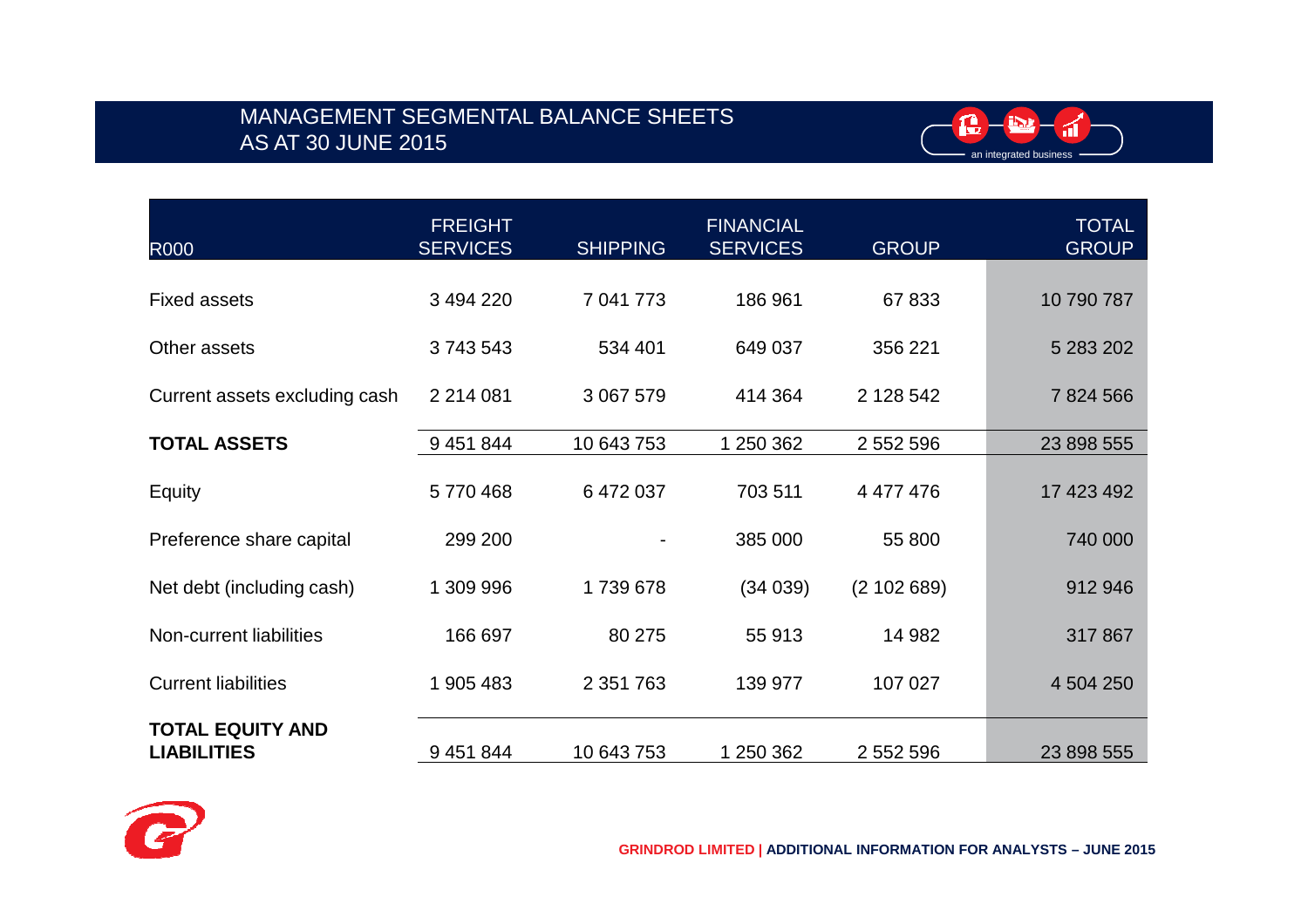# MANAGEMENT SEGMENTAL BALANCE SHEETS AS AT 30 JUNE 2015

| R000 | FREIGHT SERVICES | SHIPPING | FINANCIAL SERVICES | GROUP | TOTAL GROUP |
|---|---|---|---|---|---|
| Fixed assets | 3 494 220 | 7 041 773 | 186 961 | 67 833 | 10 790 787 |
| Other assets | 3 743 543 | 534 401 | 649 037 | 356 221 | 5 283 202 |
| Current assets excluding cash | 2 214 081 | 3 067 579 | 414 364 | 2 128 542 | 7 824 566 |
| **TOTAL ASSETS** | 9 451 844 | 10 643 753 | 1 250 362 | 2 552 596 | 23 898 555 |
| Equity | 5 770 468 | 6 472 037 | 703 511 | 4 477 476 | 17 423 492 |
| Preference share capital | 299 200 | - | 385 000 | 55 800 | 740 000 |
| Net debt (including cash) | 1 309 996 | 1 739 678 | (34 039) | (2 102 689) | 912 946 |
| Non-current liabilities | 166 697 | 80 275 | 55 913 | 14 982 | 317 867 |
| Current liabilities | 1 905 483 | 2 351 763 | 139 977 | 107 027 | 4 504 250 |
| **TOTAL EQUITY AND LIABILITIES** | 9 451 844 | 10 643 753 | 1 250 362 | 2 552 596 | 23 898 555 |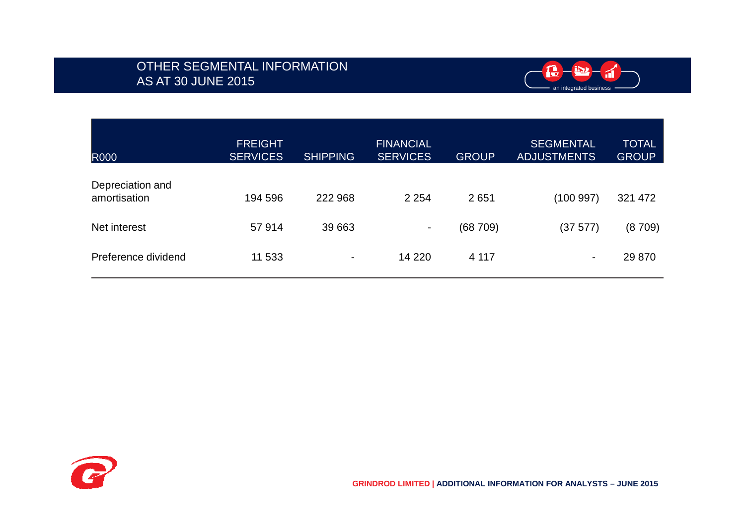# OTHER SEGMENTAL INFORMATION AS AT 30 JUNE 2015

| R000 | FREIGHT SERVICES | SHIPPING | FINANCIAL SERVICES | GROUP | SEGMENTAL ADJUSTMENTS | TOTAL GROUP |
|---|---|---|---|---|---|---|
| Depreciation and amortisation | 194 596 | 222 968 | 2 254 | 2 651 | (100 997) | 321 472 |
| Net interest | 57 914 | 39 663 | - | (68 709) | (37 577) | (8 709) |
| Preference dividend | 11 533 | - | 14 220 | 4 117 | - | 29 870 |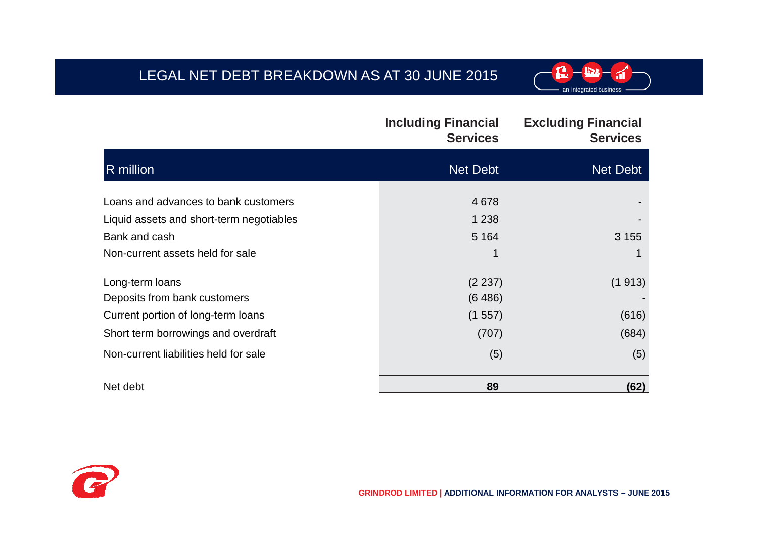# LEGAL NET DEBT BREAKDOWN AS AT 30 JUNE 2015

| | Including Financial Services | Excluding Financial Services |
|---|---|---|
| **R million** | **Net Debt** | **Net Debt** |
| Loans and advances to bank customers | 4 678 | - |
| Liquid assets and short-term negotiables | 1 238 | - |
| Bank and cash | 5 164 | 3 155 |
| Non-current assets held for sale | 1 | 1 |
| Long-term loans | (2 237) | (1 913) |
| Deposits from bank customers | (6 486) | - |
| Current portion of long-term loans | (1 557) | (616) |
| Short term borrowings and overdraft | (707) | (684) |
| Non-current liabilities held for sale | (5) | (5) |
| Net debt | **89** | **(62)** |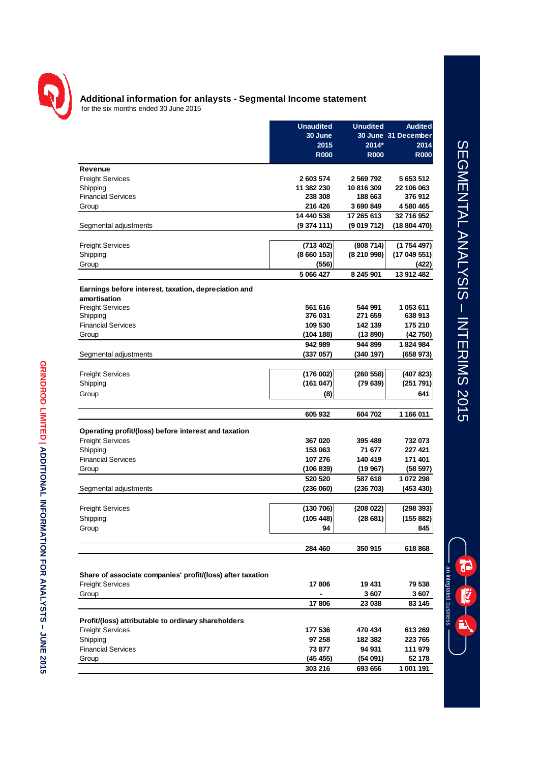## Additional information for anlalysts - Segmental Income statement

for the six months ended 30 June 2015

| | Unaudited 30 June 2015 R000 | Unudited 30 June 2014* R000 | Audited 31 December 2014 R000 |
|---|---|---|---|
| **Revenue** | | | |
| Freight Services | 2 603 574 | 2 569 792 | 5 653 512 |
| Shipping | 11 382 230 | 10 816 309 | 22 106 063 |
| Financial Services | 238 308 | 188 663 | 376 912 |
| Group | 216 426 | 3 690 849 | 4 580 465 |
| | 14 440 538 | 17 265 613 | 32 716 952 |
| Segmental adjustments | (9 374 111) | (9 019 712) | (18 804 470) |
| Freight Services | (713 402) | (808 714) | (1 754 497) |
| Shipping | (8 660 153) | (8 210 998) | (17 049 551) |
| Group | (556) | | (422) |
| | 5 066 427 | 8 245 901 | 13 912 482 |
| **Earnings before interest, taxation, depreciation and amortisation** | | | |
| Freight Services | 561 616 | 544 991 | 1 053 611 |
| Shipping | 376 031 | 271 659 | 638 913 |
| Financial Services | 109 530 | 142 139 | 175 210 |
| Group | (104 188) | (13 890) | (42 750) |
| | 942 989 | 944 899 | 1 824 984 |
| Segmental adjustments | (337 057) | (340 197) | (658 973) |
| Freight Services | (176 002) | (260 558) | (407 823) |
| Shipping | (161 047) | (79 639) | (251 791) |
| Group | (8) | | 641 |
| | 605 932 | 604 702 | 1 166 011 |
| **Operating profit/(loss) before interest and taxation** | | | |
| Freight Services | 367 020 | 395 489 | 732 073 |
| Shipping | 153 063 | 71 677 | 227 421 |
| Financial Services | 107 276 | 140 419 | 171 401 |
| Group | (106 839) | (19 967) | (58 597) |
| | 520 520 | 587 618 | 1 072 298 |
| Segmental adjustments | (236 060) | (236 703) | (453 430) |
| Freight Services | (130 706) | (208 022) | (298 393) |
| Shipping | (105 448) | (28 681) | (155 882) |
| Group | 94 | | 845 |
| | 284 460 | 350 915 | 618 868 |
| **Share of associate companies' profit/(loss) after taxation** | | | |
| Freight Services | 17 806 | 19 431 | 79 538 |
| Group | - | 3 607 | 3 607 |
| | 17 806 | 23 038 | 83 145 |
| **Profit/(loss) attributable to ordinary shareholders** | | | |
| Freight Services | 177 536 | 470 434 | 613 269 |
| Shipping | 97 258 | 182 382 | 223 765 |
| Financial Services | 73 877 | 94 931 | 111 979 |
| Group | (45 455) | (54 091) | 52 178 |
| | 303 216 | 693 656 | 1 001 191 |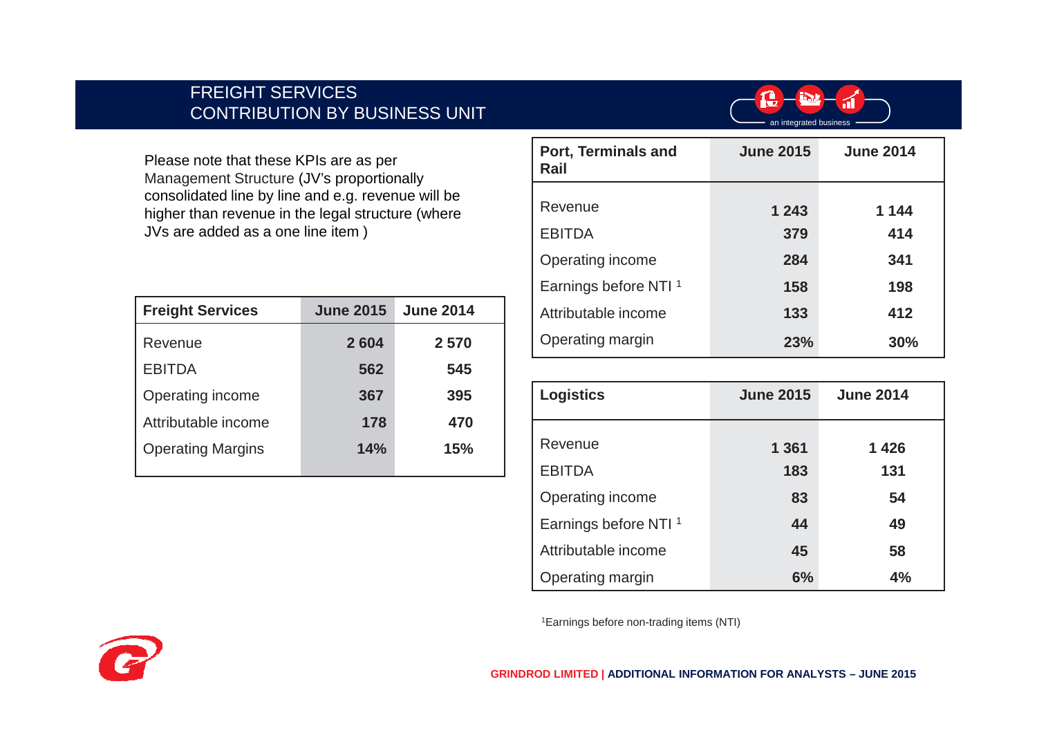# FREIGHT SERVICES
# CONTRIBUTION BY BUSINESS UNIT

Please note that these KPIs are as per Management Structure (JV's proportionally consolidated line by line and e.g. revenue will be higher than revenue in the legal structure (where JVs are added as a one line item )

| Freight Services | June 2015 | June 2014 |
|---|---|---|
| Revenue | 2 604 | 2 570 |
| EBITDA | 562 | 545 |
| Operating income | 367 | 395 |
| Attributable income | 178 | 470 |
| Operating Margins | 14% | 15% |

| Port, Terminals and Rail | June 2015 | June 2014 |
|---|---|---|
| Revenue | 1 243 | 1 144 |
| EBITDA | 379 | 414 |
| Operating income | 284 | 341 |
| Earnings before NTI [1] | 158 | 198 |
| Attributable income | 133 | 412 |
| Operating margin | 23% | 30% |

| Logistics | June 2015 | June 2014 |
|---|---|---|
| Revenue | 1 361 | 1 426 |
| EBITDA | 183 | 131 |
| Operating income | 83 | 54 |
| Earnings before NTI [1] | 44 | 49 |
| Attributable income | 45 | 58 |
| Operating margin | 6% | 4% |

[1]Earnings before non-trading items (NTI)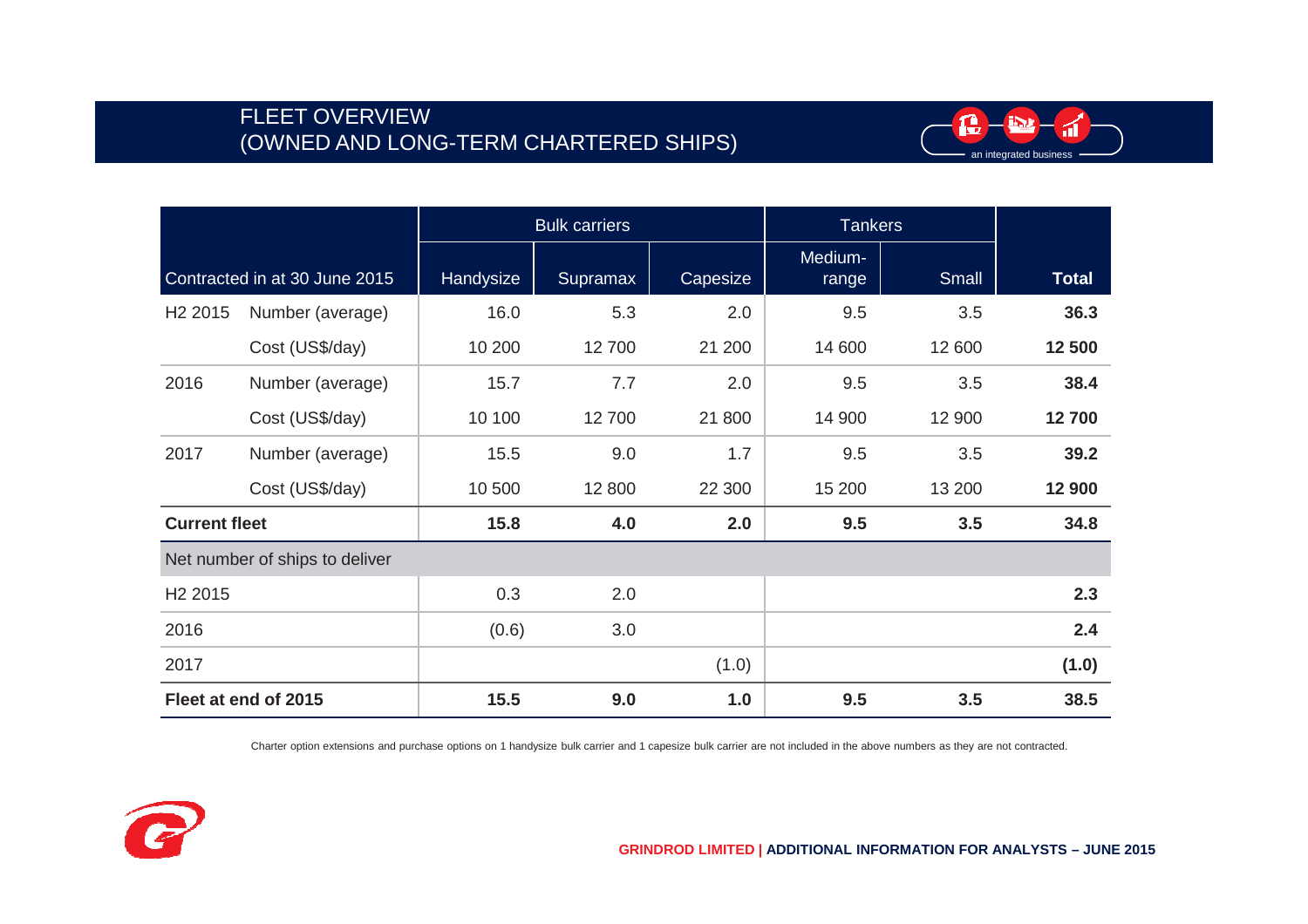# FLEET OVERVIEW
# (OWNED AND LONG-TERM CHARTERED SHIPS)

| Contracted in at 30 June 2015 | | Bulk carriers | | | Tankers | | Total |
|---|---|---|---|---|---|---|---|
| | | Handysize | Supramax | Capesize | Medium-range | Small | |
| H2 2015 | Number (average) | 16.0 | 5.3 | 2.0 | 9.5 | 3.5 | **36.3** |
| | Cost (US$/day) | 10 200 | 12 700 | 21 200 | 14 600 | 12 600 | **12 500** |
| 2016 | Number (average) | 15.7 | 7.7 | 2.0 | 9.5 | 3.5 | **38.4** |
| | Cost (US$/day) | 10 100 | 12 700 | 21 800 | 14 900 | 12 900 | **12 700** |
| 2017 | Number (average) | 15.5 | 9.0 | 1.7 | 9.5 | 3.5 | **39.2** |
| | Cost (US$/day) | 10 500 | 12 800 | 22 300 | 15 200 | 13 200 | **12 900** |
| **Current fleet** | | **15.8** | **4.0** | **2.0** | **9.5** | **3.5** | **34.8** |
| Net number of ships to deliver | | | | | | | |
| H2 2015 | | 0.3 | 2.0 | | | | **2.3** |
| 2016 | | (0.6) | 3.0 | | | | **2.4** |
| 2017 | | | | (1.0) | | | **(1.0)** |
| **Fleet at end of 2015** | | **15.5** | **9.0** | **1.0** | **9.5** | **3.5** | **38.5** |

Charter option extensions and purchase options on 1 handysize bulk carrier and 1 capesize bulk carrier are not included in the above numbers as they are not contracted.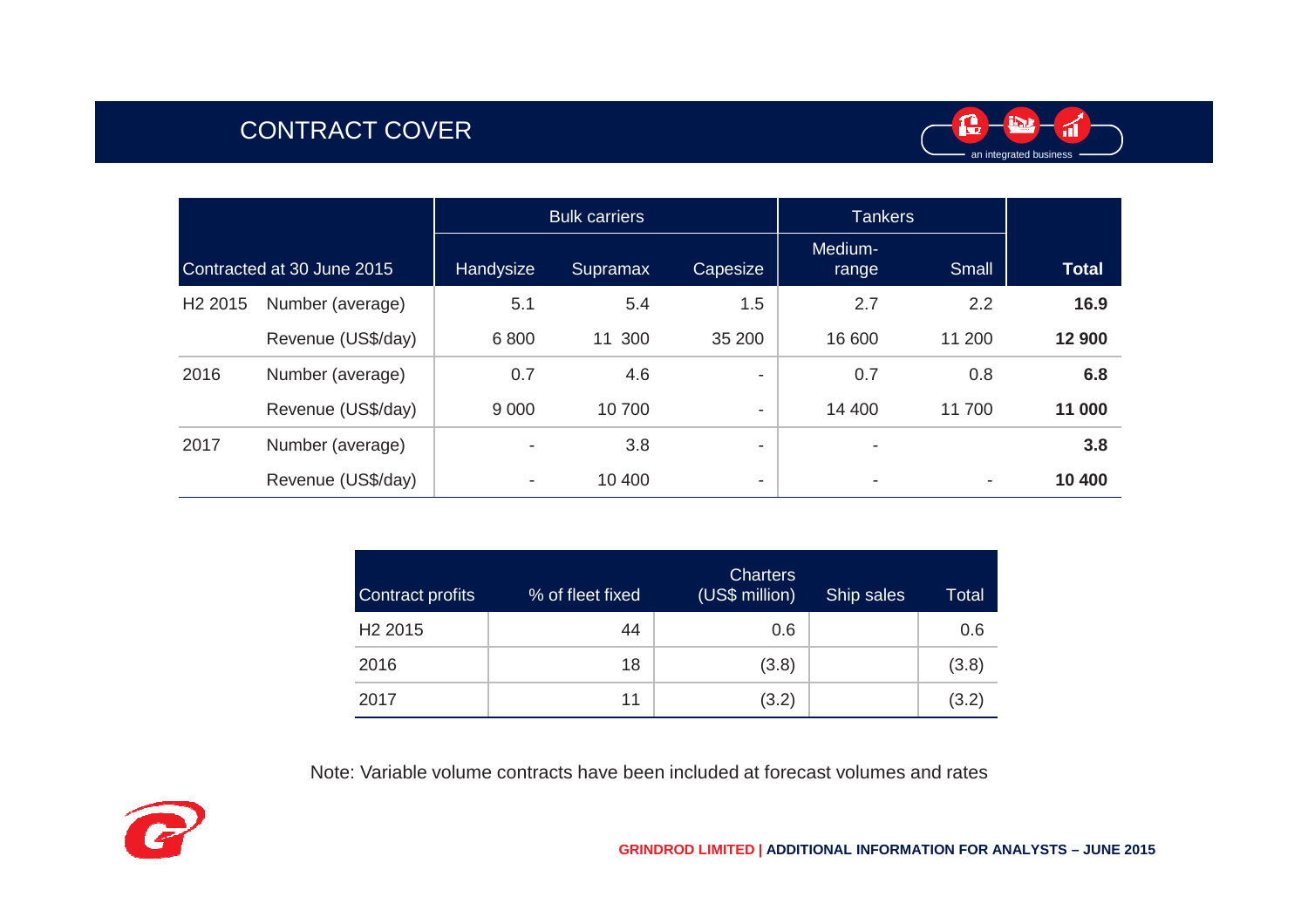# CONTRACT COVER

| Contracted at 30 June 2015 | | Bulk carriers | | | Tankers | | Total |
|---|---|---|---|---|---|---|---|
| | | Handysize | Supramax | Capesize | Medium-range | Small | |
| H2 2015 | Number (average) | 5.1 | 5.4 | 1.5 | 2.7 | 2.2 | **16.9** |
| | Revenue (US$/day) | 6 800 | 11 300 | 35 200 | 16 600 | 11 200 | **12 900** |
| 2016 | Number (average) | 0.7 | 4.6 | - | 0.7 | 0.8 | **6.8** |
| | Revenue (US$/day) | 9 000 | 10 700 | - | 14 400 | 11 700 | **11 000** |
| 2017 | Number (average) | - | 3.8 | - | - | | **3.8** |
| | Revenue (US$/day) | - | 10 400 | - | - | - | **10 400** |

| Contract profits | % of fleet fixed | Charters (US$ million) | Ship sales | Total |
|---|---|---|---|---|
| H2 2015 | 44 | 0.6 | | 0.6 |
| 2016 | 18 | (3.8) | | (3.8) |
| 2017 | 11 | (3.2) | | (3.2) |

Note: Variable volume contracts have been included at forecast volumes and rates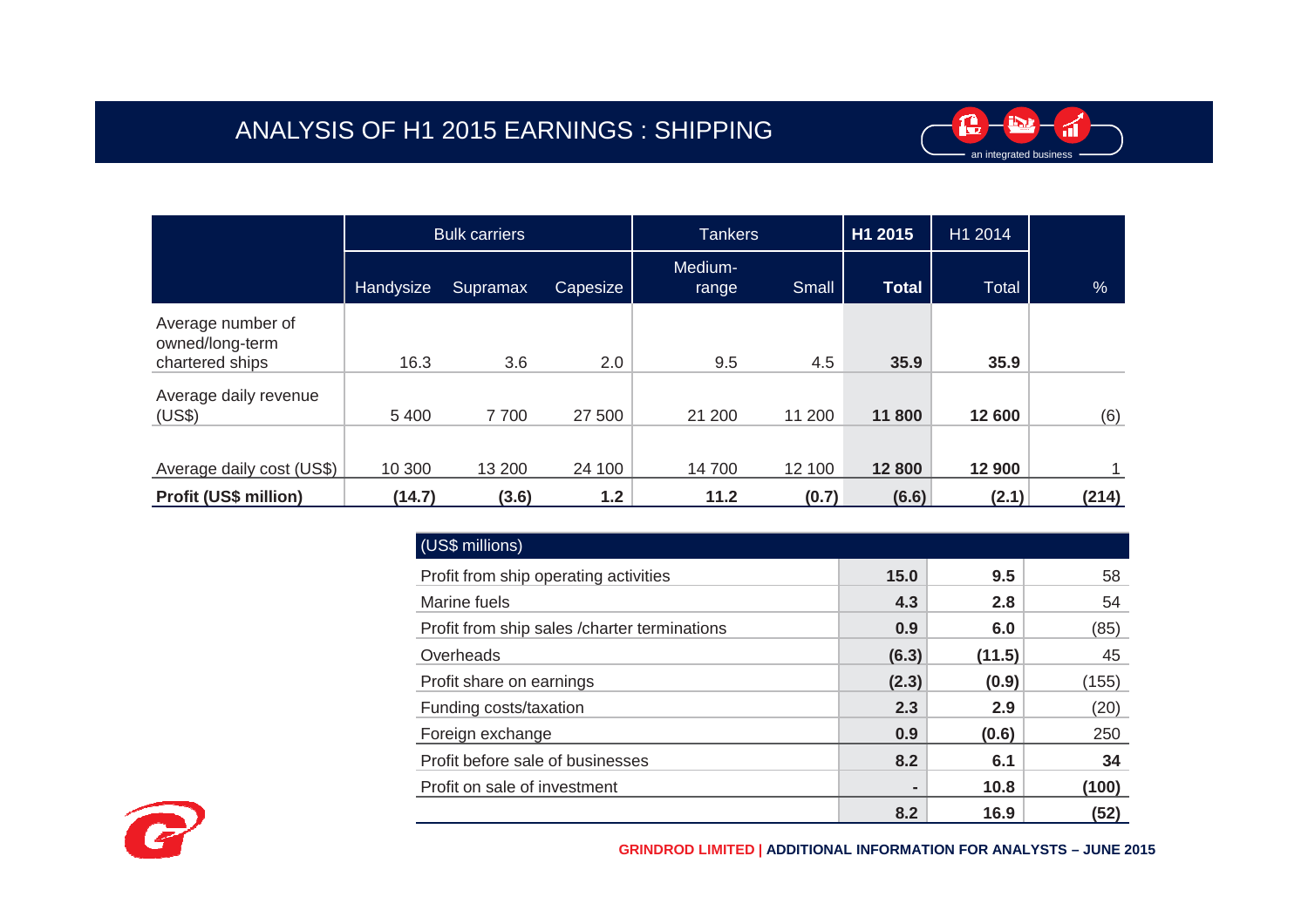# ANALYSIS OF H1 2015 EARNINGS : SHIPPING

| | Bulk carriers | | | Tankers | | H1 2015 | H1 2014 | |
|---|---|---|---|---|---|---|---|---|
| | Handysize | Supramax | Capesize | Medium-range | Small | **Total** | Total | % |
| Average number of owned/long-term chartered ships | 16.3 | 3.6 | 2.0 | 9.5 | 4.5 | **35.9** | **35.9** | |
| Average daily revenue (US$) | 5 400 | 7 700 | 27 500 | 21 200 | 11 200 | **11 800** | **12 600** | (6) |
| Average daily cost (US$) | 10 300 | 13 200 | 24 100 | 14 700 | 12 100 | **12 800** | **12 900** | 1 |
| **Profit (US$ million)** | **(14.7)** | **(3.6)** | **1.2** | **11.2** | **(0.7)** | **(6.6)** | **(2.1)** | **(214)** |

| (US$ millions) | H1 2015 | H1 2014 | % |
|---|---|---|---|
| Profit from ship operating activities | **15.0** | **9.5** | 58 |
| Marine fuels | **4.3** | **2.8** | 54 |
| Profit from ship sales /charter terminations | **0.9** | **6.0** | (85) |
| Overheads | **(6.3)** | **(11.5)** | 45 |
| Profit share on earnings | **(2.3)** | **(0.9)** | (155) |
| Funding costs/taxation | **2.3** | **2.9** | (20) |
| Foreign exchange | **0.9** | **(0.6)** | 250 |
| Profit before sale of businesses | **8.2** | **6.1** | **34** |
| Profit on sale of investment | **-** | **10.8** | **(100)** |
| | **8.2** | **16.9** | **(52)** |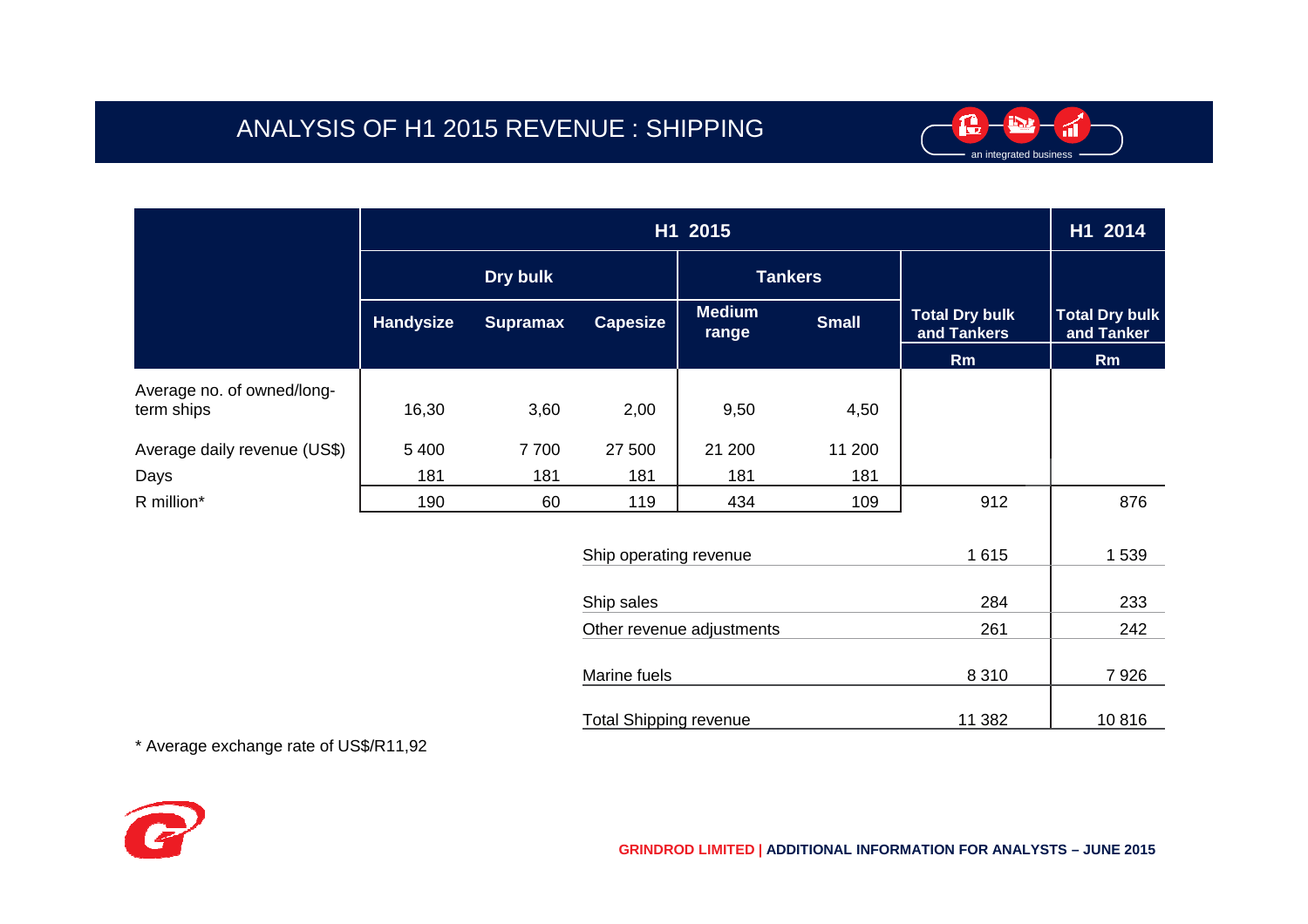# ANALYSIS OF H1 2015 REVENUE : SHIPPING

| | H1 2015 | | | | | | H1 2014 |
|---|---|---|---|---|---|---|---|
| | Dry bulk | | | Tankers | | | |
| | Handysize | Supramax | Capesize | Medium range | Small | Total Dry bulk and Tankers | Total Dry bulk and Tanker |
| | | | | | | Rm | Rm |
| Average no. of owned/long-term ships | 16,30 | 3,60 | 2,00 | 9,50 | 4,50 | | |
| Average daily revenue (US$) | 5 400 | 7 700 | 27 500 | 21 200 | 11 200 | | |
| Days | 181 | 181 | 181 | 181 | 181 | | |
| R million* | 190 | 60 | 119 | 434 | 109 | 912 | 876 |
| | | | Ship operating revenue | | | 1 615 | 1 539 |
| | | | Ship sales | | | 284 | 233 |
| | | | Other revenue adjustments | | | 261 | 242 |
| | | | Marine fuels | | | 8 310 | 7 926 |
| | | | Total Shipping revenue | | | 11 382 | 10 816 |

* Average exchange rate of US$/R11,92